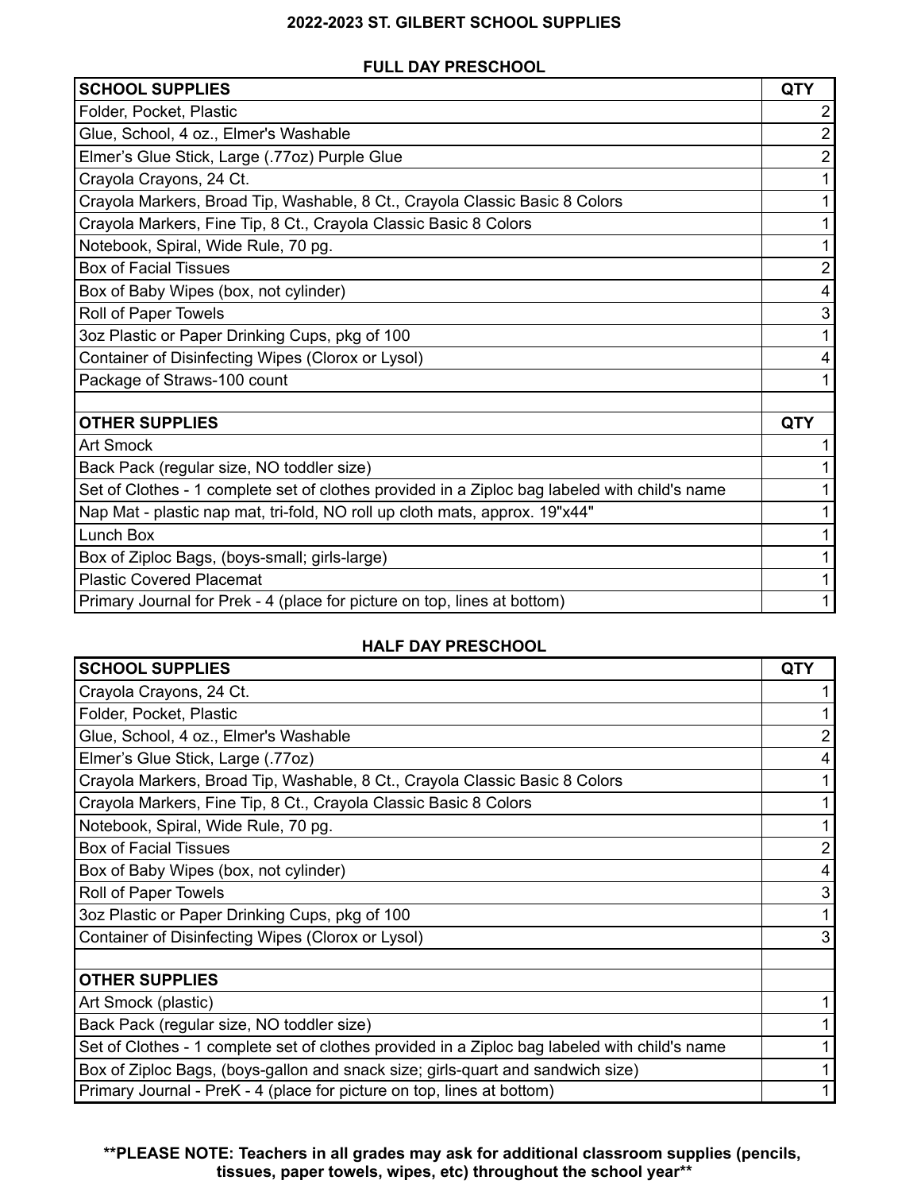# 2022-2023 ST. GILBERT SCHOOL SUPPLIES

## FULL DAY PRESCHOOL

| SCHOOL SUPPLIES | QTY |
|---|---|
| Folder, Pocket, Plastic | 2 |
| Glue, School, 4 oz., Elmer's Washable | 2 |
| Elmer's Glue Stick, Large (.77oz) Purple Glue | 2 |
| Crayola Crayons, 24 Ct. | 1 |
| Crayola Markers, Broad Tip, Washable, 8 Ct., Crayola Classic Basic 8 Colors | 1 |
| Crayola Markers, Fine Tip, 8 Ct., Crayola Classic Basic 8 Colors | 1 |
| Notebook, Spiral, Wide Rule, 70 pg. | 1 |
| Box of Facial Tissues | 2 |
| Box of Baby Wipes (box, not cylinder) | 4 |
| Roll of Paper Towels | 3 |
| 3oz Plastic or Paper Drinking Cups, pkg of 100 | 1 |
| Container of Disinfecting Wipes (Clorox or Lysol) | 4 |
| Package of Straws-100 count | 1 |
| | |
| **OTHER SUPPLIES** | **QTY** |
| Art Smock | 1 |
| Back Pack (regular size, NO toddler size) | 1 |
| Set of Clothes - 1 complete set of clothes provided in a Ziploc bag labeled with child's name | 1 |
| Nap Mat - plastic nap mat, tri-fold, NO roll up cloth mats, approx. 19"x44" | 1 |
| Lunch Box | 1 |
| Box of Ziploc Bags, (boys-small; girls-large) | 1 |
| Plastic Covered Placemat | 1 |
| Primary Journal for Prek - 4 (place for picture on top, lines at bottom) | 1 |

## HALF DAY PRESCHOOL

| SCHOOL SUPPLIES | QTY |
|---|---|
| Crayola Crayons, 24 Ct. | 1 |
| Folder, Pocket, Plastic | 1 |
| Glue, School, 4 oz., Elmer's Washable | 2 |
| Elmer's Glue Stick, Large (.77oz) | 4 |
| Crayola Markers, Broad Tip, Washable, 8 Ct., Crayola Classic Basic 8 Colors | 1 |
| Crayola Markers, Fine Tip, 8 Ct., Crayola Classic Basic 8 Colors | 1 |
| Notebook, Spiral, Wide Rule, 70 pg. | 1 |
| Box of Facial Tissues | 2 |
| Box of Baby Wipes (box, not cylinder) | 4 |
| Roll of Paper Towels | 3 |
| 3oz Plastic or Paper Drinking Cups, pkg of 100 | 1 |
| Container of Disinfecting Wipes (Clorox or Lysol) | 3 |
| | |
| **OTHER SUPPLIES** | |
| Art Smock (plastic) | 1 |
| Back Pack (regular size, NO toddler size) | 1 |
| Set of Clothes - 1 complete set of clothes provided in a Ziploc bag labeled with child's name | 1 |
| Box of Ziploc Bags, (boys-gallon and snack size; girls-quart and sandwich size) | 1 |
| Primary Journal - PreK - 4 (place for picture on top, lines at bottom) | 1 |

**\*\*PLEASE NOTE: Teachers in all grades may ask for additional classroom supplies (pencils, tissues, paper towels, wipes, etc) throughout the school year\*\***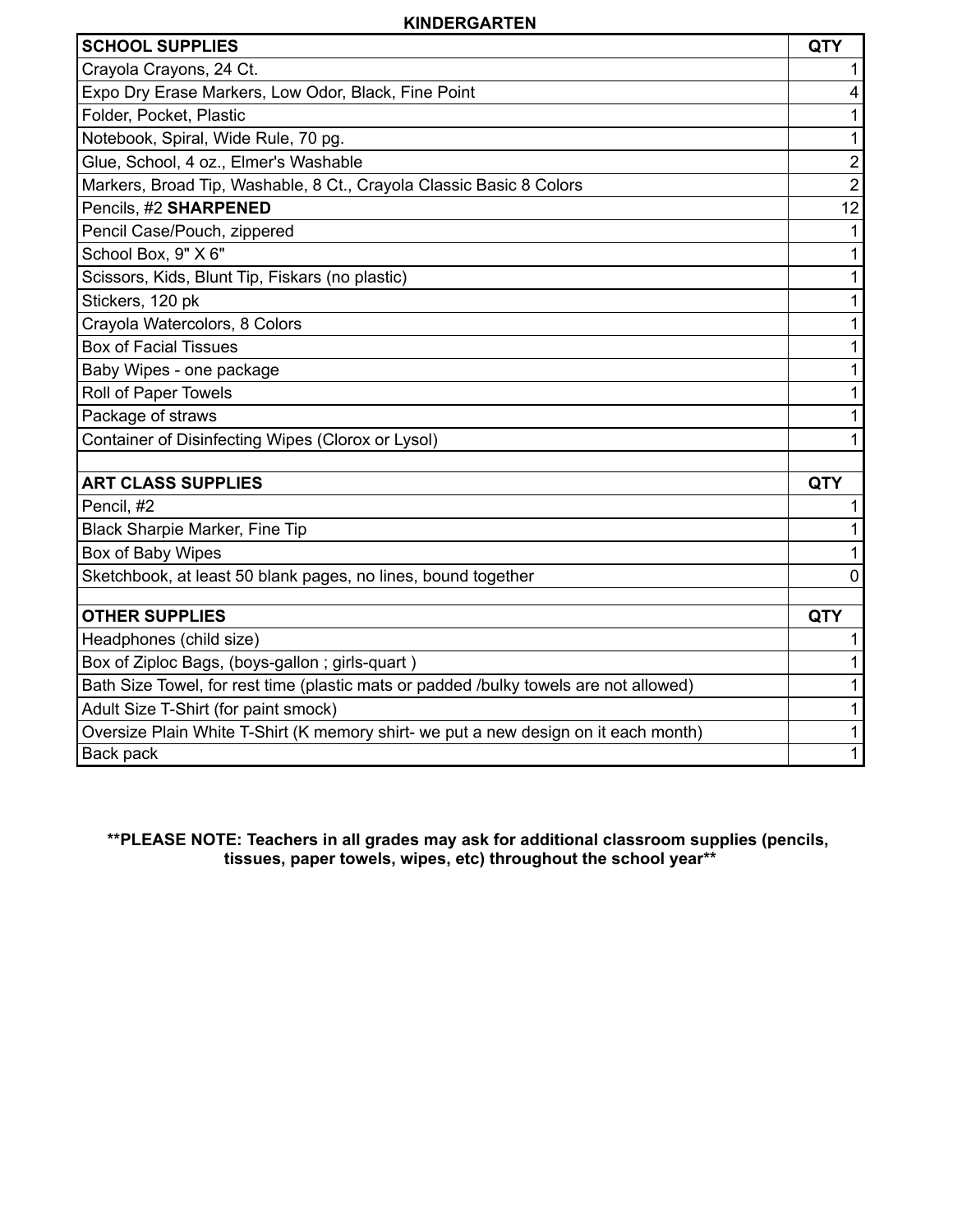**KINDERGARTEN**

| SCHOOL SUPPLIES | QTY |
|---|---|
| Crayola Crayons, 24 Ct. | 1 |
| Expo Dry Erase Markers, Low Odor, Black, Fine Point | 4 |
| Folder, Pocket, Plastic | 1 |
| Notebook, Spiral, Wide Rule, 70 pg. | 1 |
| Glue, School, 4 oz., Elmer's Washable | 2 |
| Markers, Broad Tip, Washable, 8 Ct., Crayola Classic Basic 8 Colors | 2 |
| Pencils, #2 **SHARPENED** | 12 |
| Pencil Case/Pouch, zippered | 1 |
| School Box, 9" X 6" | 1 |
| Scissors, Kids, Blunt Tip, Fiskars (no plastic) | 1 |
| Stickers, 120 pk | 1 |
| Crayola Watercolors, 8 Colors | 1 |
| Box of Facial Tissues | 1 |
| Baby Wipes - one package | 1 |
| Roll of Paper Towels | 1 |
| Package of straws | 1 |
| Container of Disinfecting Wipes (Clorox or Lysol) | 1 |
| | |
| **ART CLASS SUPPLIES** | **QTY** |
| Pencil, #2 | 1 |
| Black Sharpie Marker, Fine Tip | 1 |
| Box of Baby Wipes | 1 |
| Sketchbook, at least 50 blank pages, no lines, bound together | 0 |
| | |
| **OTHER SUPPLIES** | **QTY** |
| Headphones (child size) | 1 |
| Box of Ziploc Bags, (boys-gallon ; girls-quart ) | 1 |
| Bath Size Towel, for rest time (plastic mats or padded /bulky towels are not allowed) | 1 |
| Adult Size T-Shirt (for paint smock) | 1 |
| Oversize Plain White T-Shirt (K memory shirt- we put a new design on it each month) | 1 |
| Back pack | 1 |

**\*\*PLEASE NOTE: Teachers in all grades may ask for additional classroom supplies (pencils, tissues, paper towels, wipes, etc) throughout the school year\*\***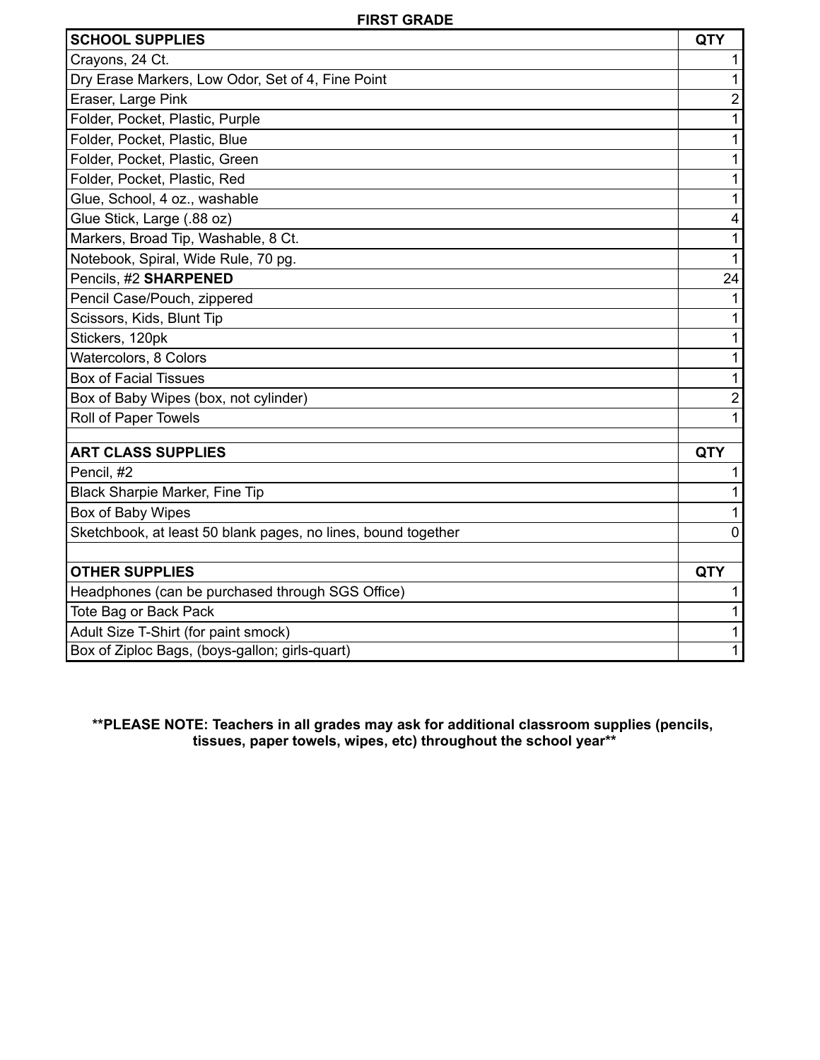## FIRST GRADE

| SCHOOL SUPPLIES | QTY |
|---|---|
| Crayons, 24 Ct. | 1 |
| Dry Erase Markers, Low Odor, Set of 4, Fine Point | 1 |
| Eraser, Large Pink | 2 |
| Folder, Pocket, Plastic, Purple | 1 |
| Folder, Pocket, Plastic, Blue | 1 |
| Folder, Pocket, Plastic, Green | 1 |
| Folder, Pocket, Plastic, Red | 1 |
| Glue, School, 4 oz., washable | 1 |
| Glue Stick, Large (.88 oz) | 4 |
| Markers, Broad Tip, Washable, 8 Ct. | 1 |
| Notebook, Spiral, Wide Rule, 70 pg. | 1 |
| Pencils, #2 **SHARPENED** | 24 |
| Pencil Case/Pouch, zippered | 1 |
| Scissors, Kids, Blunt Tip | 1 |
| Stickers, 120pk | 1 |
| Watercolors, 8 Colors | 1 |
| Box of Facial Tissues | 1 |
| Box of Baby Wipes (box, not cylinder) | 2 |
| Roll of Paper Towels | 1 |
| | |
| **ART CLASS SUPPLIES** | **QTY** |
| Pencil, #2 | 1 |
| Black Sharpie Marker, Fine Tip | 1 |
| Box of Baby Wipes | 1 |
| Sketchbook, at least 50 blank pages, no lines, bound together | 0 |
| | |
| **OTHER SUPPLIES** | **QTY** |
| Headphones (can be purchased through SGS Office) | 1 |
| Tote Bag or Back Pack | 1 |
| Adult Size T-Shirt (for paint smock) | 1 |
| Box of Ziploc Bags, (boys-gallon; girls-quart) | 1 |

**\*\*PLEASE NOTE: Teachers in all grades may ask for additional classroom supplies (pencils, tissues, paper towels, wipes, etc) throughout the school year\*\***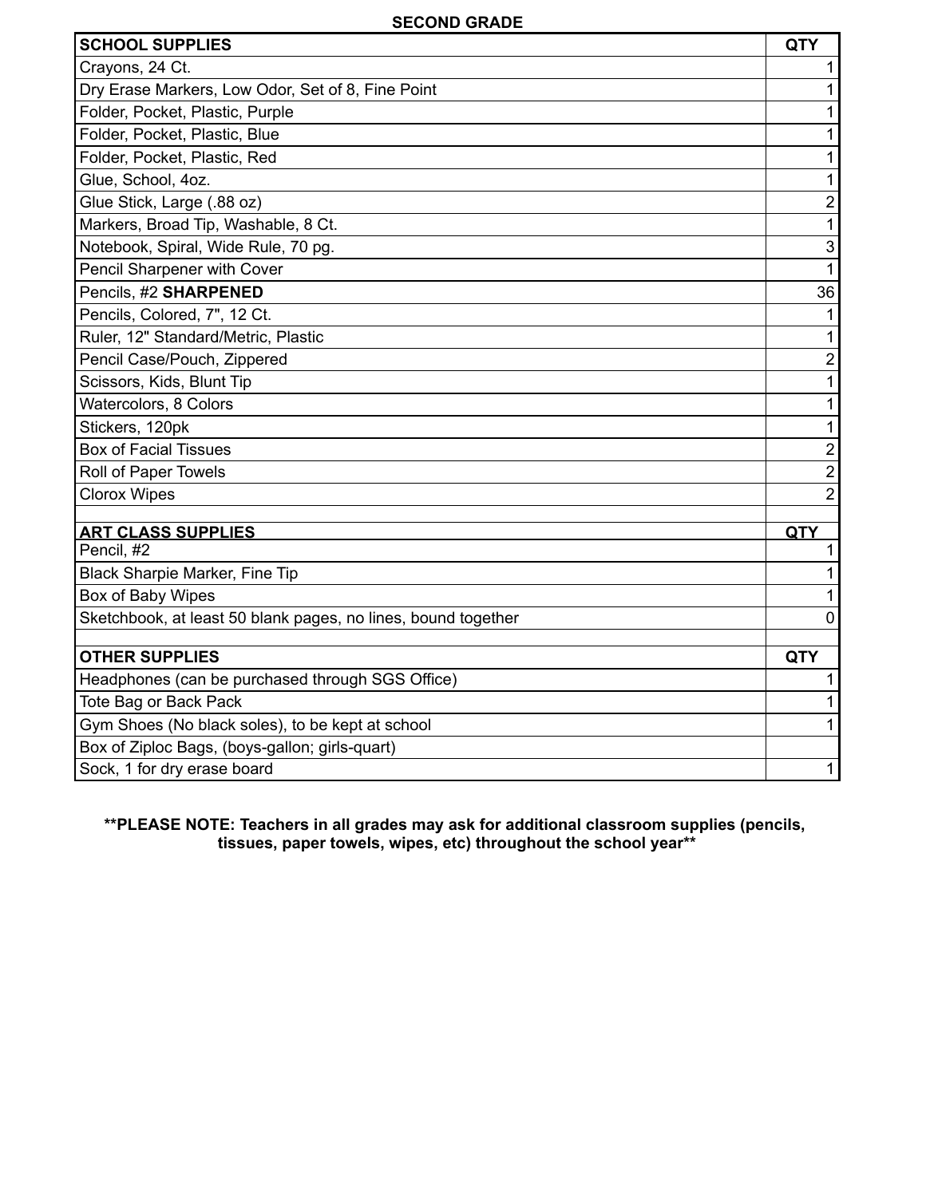## SECOND GRADE

| SCHOOL SUPPLIES | QTY |
|---|---|
| Crayons, 24 Ct. | 1 |
| Dry Erase Markers, Low Odor, Set of 8, Fine Point | 1 |
| Folder, Pocket, Plastic, Purple | 1 |
| Folder, Pocket, Plastic, Blue | 1 |
| Folder, Pocket, Plastic, Red | 1 |
| Glue, School, 4oz. | 1 |
| Glue Stick, Large (.88 oz) | 2 |
| Markers, Broad Tip, Washable, 8 Ct. | 1 |
| Notebook, Spiral, Wide Rule, 70 pg. | 3 |
| Pencil Sharpener with Cover | 1 |
| Pencils, #2 **SHARPENED** | 36 |
| Pencils, Colored, 7", 12 Ct. | 1 |
| Ruler, 12" Standard/Metric, Plastic | 1 |
| Pencil Case/Pouch, Zippered | 2 |
| Scissors, Kids, Blunt Tip | 1 |
| Watercolors, 8 Colors | 1 |
| Stickers, 120pk | 1 |
| Box of Facial Tissues | 2 |
| Roll of Paper Towels | 2 |
| Clorox Wipes | 2 |
| | |
| **ART CLASS SUPPLIES** | **QTY** |
| Pencil, #2 | 1 |
| Black Sharpie Marker, Fine Tip | 1 |
| Box of Baby Wipes | 1 |
| Sketchbook, at least 50 blank pages, no lines, bound together | 0 |
| | |
| **OTHER SUPPLIES** | **QTY** |
| Headphones (can be purchased through SGS Office) | 1 |
| Tote Bag or Back Pack | 1 |
| Gym Shoes (No black soles), to be kept at school | 1 |
| Box of Ziploc Bags, (boys-gallon; girls-quart) | |
| Sock, 1 for dry erase board | 1 |

**\*\*PLEASE NOTE: Teachers in all grades may ask for additional classroom supplies (pencils, tissues, paper towels, wipes, etc) throughout the school year\*\***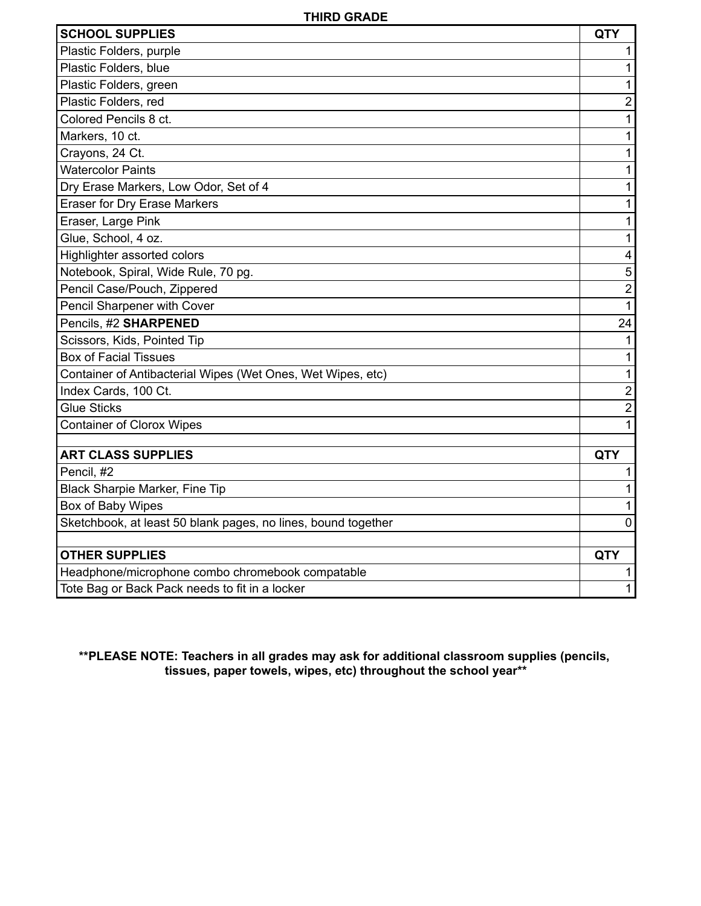**THIRD GRADE**

| SCHOOL SUPPLIES | QTY |
|---|---|
| Plastic Folders, purple | 1 |
| Plastic Folders, blue | 1 |
| Plastic Folders, green | 1 |
| Plastic Folders, red | 2 |
| Colored Pencils 8 ct. | 1 |
| Markers, 10 ct. | 1 |
| Crayons, 24 Ct. | 1 |
| Watercolor Paints | 1 |
| Dry Erase Markers, Low Odor, Set of 4 | 1 |
| Eraser for Dry Erase Markers | 1 |
| Eraser, Large Pink | 1 |
| Glue, School, 4 oz. | 1 |
| Highlighter assorted colors | 4 |
| Notebook, Spiral, Wide Rule, 70 pg. | 5 |
| Pencil Case/Pouch, Zippered | 2 |
| Pencil Sharpener with Cover | 1 |
| Pencils, #2 **SHARPENED** | 24 |
| Scissors, Kids, Pointed Tip | 1 |
| Box of Facial Tissues | 1 |
| Container of Antibacterial Wipes (Wet Ones, Wet Wipes, etc) | 1 |
| Index Cards, 100 Ct. | 2 |
| Glue Sticks | 2 |
| Container of Clorox Wipes | 1 |
| | |
| **ART CLASS SUPPLIES** | **QTY** |
| Pencil, #2 | 1 |
| Black Sharpie Marker, Fine Tip | 1 |
| Box of Baby Wipes | 1 |
| Sketchbook, at least 50 blank pages, no lines, bound together | 0 |
| | |
| **OTHER SUPPLIES** | **QTY** |
| Headphone/microphone combo chromebook compatable | 1 |
| Tote Bag or Back Pack needs to fit in a locker | 1 |

**\*\*PLEASE NOTE: Teachers in all grades may ask for additional classroom supplies (pencils, tissues, paper towels, wipes, etc) throughout the school year\*\***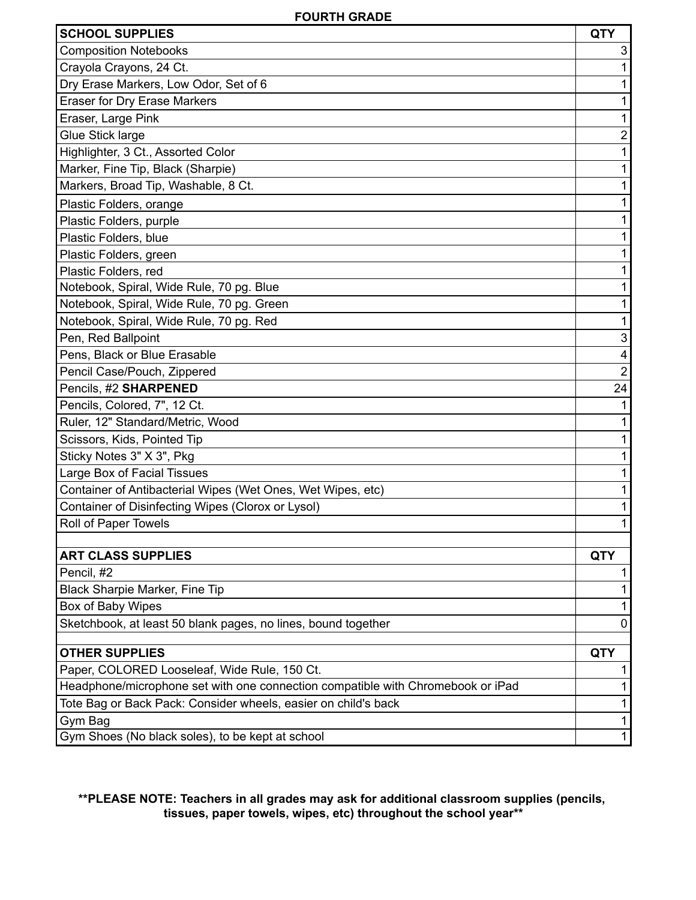# FOURTH GRADE

| SCHOOL SUPPLIES | QTY |
|---|---|
| Composition Notebooks | 3 |
| Crayola Crayons, 24 Ct. | 1 |
| Dry Erase Markers, Low Odor, Set of 6 | 1 |
| Eraser for Dry Erase Markers | 1 |
| Eraser, Large Pink | 1 |
| Glue Stick large | 2 |
| Highlighter, 3 Ct., Assorted Color | 1 |
| Marker, Fine Tip, Black (Sharpie) | 1 |
| Markers, Broad Tip, Washable, 8 Ct. | 1 |
| Plastic Folders, orange | 1 |
| Plastic Folders, purple | 1 |
| Plastic Folders, blue | 1 |
| Plastic Folders, green | 1 |
| Plastic Folders, red | 1 |
| Notebook, Spiral, Wide Rule, 70 pg. Blue | 1 |
| Notebook, Spiral, Wide Rule, 70 pg. Green | 1 |
| Notebook, Spiral, Wide Rule, 70 pg. Red | 1 |
| Pen, Red Ballpoint | 3 |
| Pens, Black or Blue Erasable | 4 |
| Pencil Case/Pouch, Zippered | 2 |
| Pencils, #2 **SHARPENED** | 24 |
| Pencils, Colored, 7", 12 Ct. | 1 |
| Ruler, 12" Standard/Metric, Wood | 1 |
| Scissors, Kids, Pointed Tip | 1 |
| Sticky Notes 3" X 3", Pkg | 1 |
| Large Box of Facial Tissues | 1 |
| Container of Antibacterial Wipes (Wet Ones, Wet Wipes, etc) | 1 |
| Container of Disinfecting Wipes (Clorox or Lysol) | 1 |
| Roll of Paper Towels | 1 |
| | |
| **ART CLASS SUPPLIES** | **QTY** |
| Pencil, #2 | 1 |
| Black Sharpie Marker, Fine Tip | 1 |
| Box of Baby Wipes | 1 |
| Sketchbook, at least 50 blank pages, no lines, bound together | 0 |
| | |
| **OTHER SUPPLIES** | **QTY** |
| Paper, COLORED Looseleaf, Wide Rule, 150 Ct. | 1 |
| Headphone/microphone set with one connection compatible with Chromebook or iPad | 1 |
| Tote Bag or Back Pack: Consider wheels, easier on child's back | 1 |
| Gym Bag | 1 |
| Gym Shoes (No black soles), to be kept at school | 1 |

**\*\*PLEASE NOTE: Teachers in all grades may ask for additional classroom supplies (pencils, tissues, paper towels, wipes, etc) throughout the school year\*\***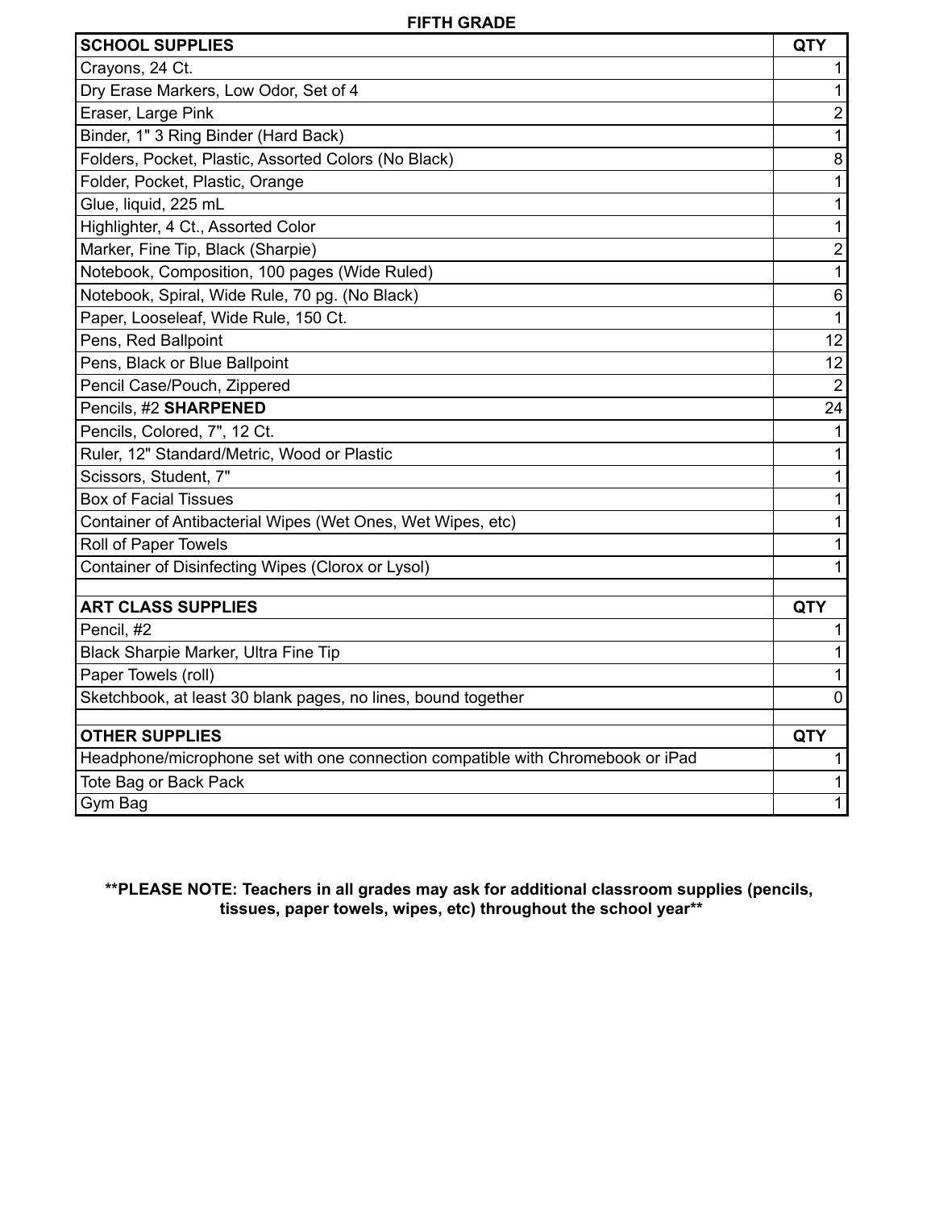**FIFTH GRADE**

| SCHOOL SUPPLIES | QTY |
|---|---|
| Crayons, 24 Ct. | 1 |
| Dry Erase Markers, Low Odor, Set of 4 | 1 |
| Eraser, Large Pink | 2 |
| Binder, 1" 3 Ring Binder (Hard Back) | 1 |
| Folders, Pocket, Plastic, Assorted Colors (No Black) | 8 |
| Folder, Pocket, Plastic, Orange | 1 |
| Glue, liquid, 225 mL | 1 |
| Highlighter, 4 Ct., Assorted Color | 1 |
| Marker, Fine Tip, Black (Sharpie) | 2 |
| Notebook, Composition, 100 pages (Wide Ruled) | 1 |
| Notebook, Spiral, Wide Rule, 70 pg. (No Black) | 6 |
| Paper, Looseleaf, Wide Rule, 150 Ct. | 1 |
| Pens, Red Ballpoint | 12 |
| Pens, Black or Blue Ballpoint | 12 |
| Pencil Case/Pouch, Zippered | 2 |
| Pencils, #2 **SHARPENED** | 24 |
| Pencils, Colored, 7", 12 Ct. | 1 |
| Ruler, 12" Standard/Metric, Wood or Plastic | 1 |
| Scissors, Student, 7" | 1 |
| Box of Facial Tissues | 1 |
| Container of Antibacterial Wipes (Wet Ones, Wet Wipes, etc) | 1 |
| Roll of Paper Towels | 1 |
| Container of Disinfecting Wipes (Clorox or Lysol) | 1 |
| | |
| **ART CLASS SUPPLIES** | **QTY** |
| Pencil, #2 | 1 |
| Black Sharpie Marker, Ultra Fine Tip | 1 |
| Paper Towels (roll) | 1 |
| Sketchbook, at least 30 blank pages, no lines, bound together | 0 |
| | |
| **OTHER SUPPLIES** | **QTY** |
| Headphone/microphone set with one connection compatible with Chromebook or iPad | 1 |
| Tote Bag or Back Pack | 1 |
| Gym Bag | 1 |

**\*\*PLEASE NOTE: Teachers in all grades may ask for additional classroom supplies (pencils, tissues, paper towels, wipes, etc) throughout the school year\*\***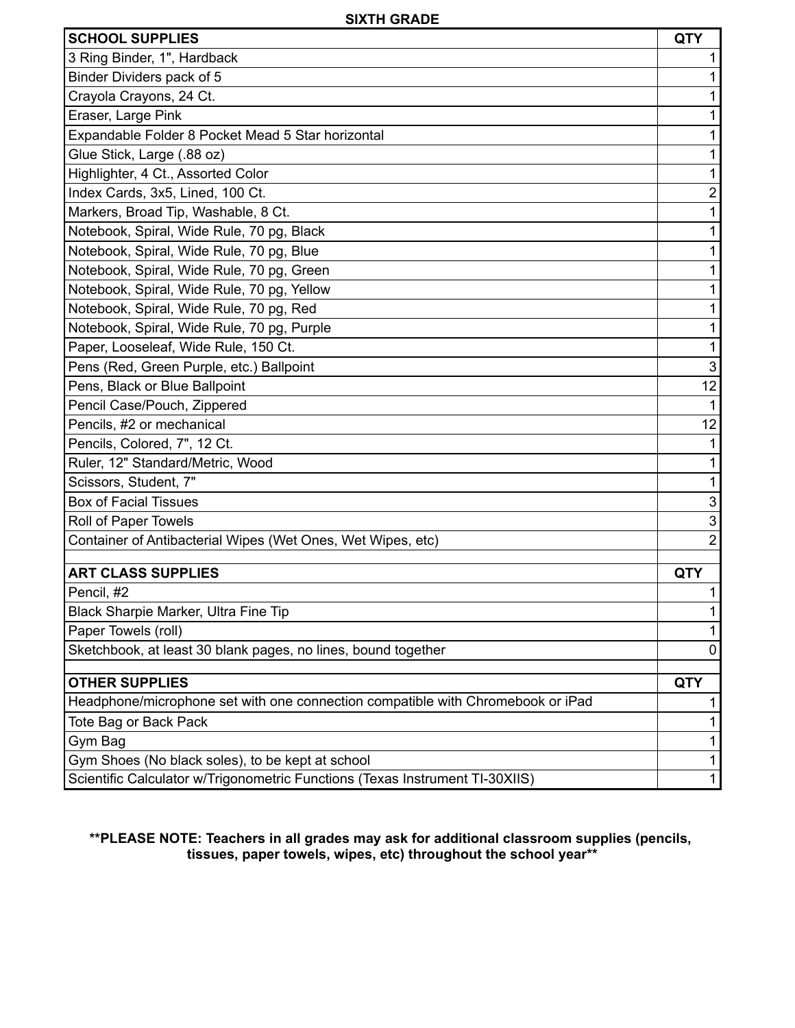**SIXTH GRADE**

| SCHOOL SUPPLIES | QTY |
|---|---|
| 3 Ring Binder, 1", Hardback | 1 |
| Binder Dividers pack of 5 | 1 |
| Crayola Crayons, 24 Ct. | 1 |
| Eraser, Large Pink | 1 |
| Expandable Folder 8 Pocket Mead 5 Star horizontal | 1 |
| Glue Stick, Large (.88 oz) | 1 |
| Highlighter, 4 Ct., Assorted Color | 1 |
| Index Cards, 3x5, Lined, 100 Ct. | 2 |
| Markers, Broad Tip, Washable, 8 Ct. | 1 |
| Notebook, Spiral, Wide Rule, 70 pg, Black | 1 |
| Notebook, Spiral, Wide Rule, 70 pg, Blue | 1 |
| Notebook, Spiral, Wide Rule, 70 pg, Green | 1 |
| Notebook, Spiral, Wide Rule, 70 pg, Yellow | 1 |
| Notebook, Spiral, Wide Rule, 70 pg, Red | 1 |
| Notebook, Spiral, Wide Rule, 70 pg, Purple | 1 |
| Paper, Looseleaf, Wide Rule, 150 Ct. | 1 |
| Pens (Red, Green Purple, etc.) Ballpoint | 3 |
| Pens, Black or Blue Ballpoint | 12 |
| Pencil Case/Pouch, Zippered | 1 |
| Pencils, #2 or mechanical | 12 |
| Pencils, Colored, 7", 12 Ct. | 1 |
| Ruler, 12" Standard/Metric, Wood | 1 |
| Scissors, Student, 7" | 1 |
| Box of Facial Tissues | 3 |
| Roll of Paper Towels | 3 |
| Container of Antibacterial Wipes (Wet Ones, Wet Wipes, etc) | 2 |
| | |
| **ART CLASS SUPPLIES** | **QTY** |
| Pencil, #2 | 1 |
| Black Sharpie Marker, Ultra Fine Tip | 1 |
| Paper Towels (roll) | 1 |
| Sketchbook, at least 30 blank pages, no lines, bound together | 0 |
| | |
| **OTHER SUPPLIES** | **QTY** |
| Headphone/microphone set with one connection compatible with Chromebook or iPad | 1 |
| Tote Bag or Back Pack | 1 |
| Gym Bag | 1 |
| Gym Shoes (No black soles), to be kept at school | 1 |
| Scientific Calculator w/Trigonometric Functions (Texas Instrument TI-30XIIS) | 1 |

**\*\*PLEASE NOTE: Teachers in all grades may ask for additional classroom supplies (pencils, tissues, paper towels, wipes, etc) throughout the school year\*\***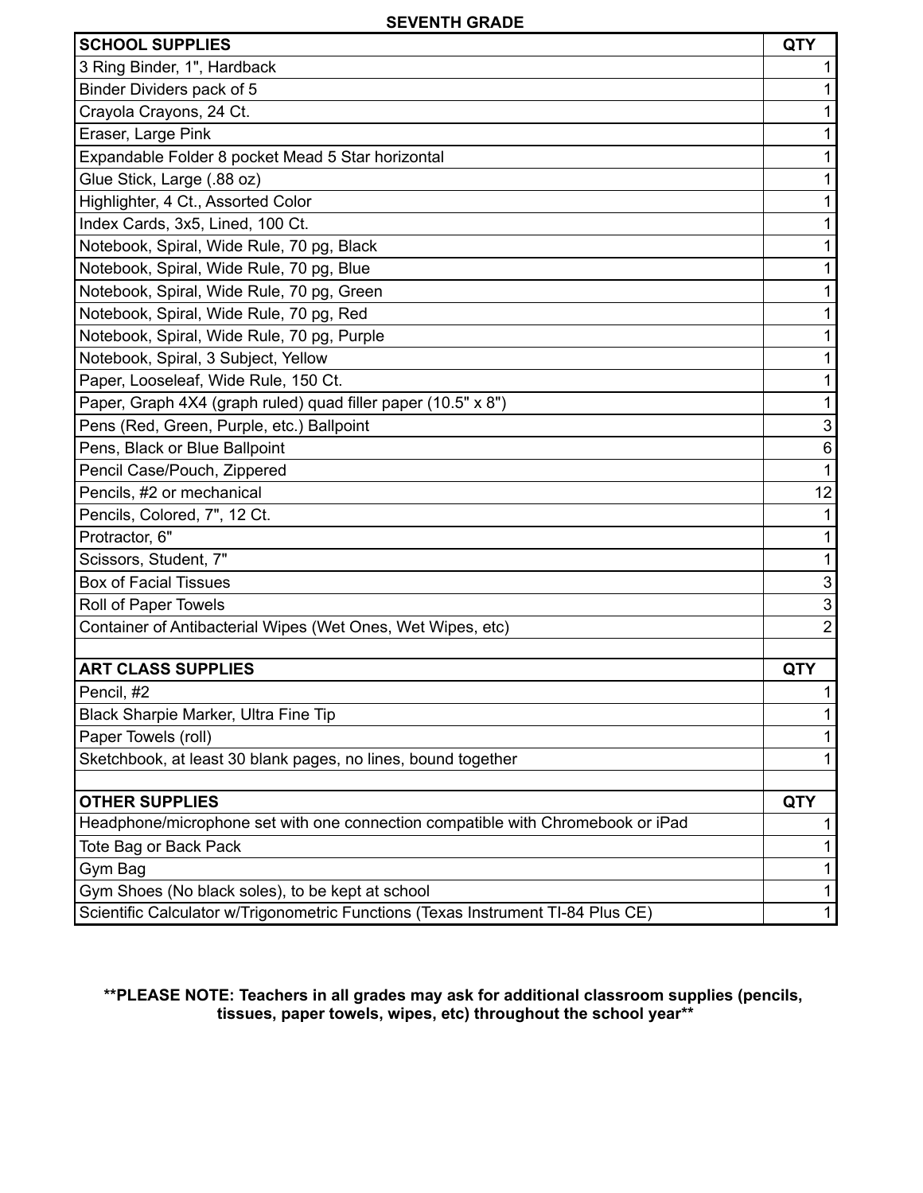**SEVENTH GRADE**

| SCHOOL SUPPLIES | QTY |
|---|---|
| 3 Ring Binder, 1", Hardback | 1 |
| Binder Dividers pack of 5 | 1 |
| Crayola Crayons, 24 Ct. | 1 |
| Eraser, Large Pink | 1 |
| Expandable Folder 8 pocket Mead 5 Star horizontal | 1 |
| Glue Stick, Large (.88 oz) | 1 |
| Highlighter, 4 Ct., Assorted Color | 1 |
| Index Cards, 3x5, Lined, 100 Ct. | 1 |
| Notebook, Spiral, Wide Rule, 70 pg, Black | 1 |
| Notebook, Spiral, Wide Rule, 70 pg, Blue | 1 |
| Notebook, Spiral, Wide Rule, 70 pg, Green | 1 |
| Notebook, Spiral, Wide Rule, 70 pg, Red | 1 |
| Notebook, Spiral, Wide Rule, 70 pg, Purple | 1 |
| Notebook, Spiral, 3 Subject, Yellow | 1 |
| Paper, Looseleaf, Wide Rule, 150 Ct. | 1 |
| Paper, Graph 4X4 (graph ruled) quad filler paper (10.5" x 8") | 1 |
| Pens (Red, Green, Purple, etc.) Ballpoint | 3 |
| Pens, Black or Blue Ballpoint | 6 |
| Pencil Case/Pouch, Zippered | 1 |
| Pencils, #2 or mechanical | 12 |
| Pencils, Colored, 7", 12 Ct. | 1 |
| Protractor, 6" | 1 |
| Scissors, Student, 7" | 1 |
| Box of Facial Tissues | 3 |
| Roll of Paper Towels | 3 |
| Container of Antibacterial Wipes (Wet Ones, Wet Wipes, etc) | 2 |
| | |
| **ART CLASS SUPPLIES** | **QTY** |
| Pencil, #2 | 1 |
| Black Sharpie Marker, Ultra Fine Tip | 1 |
| Paper Towels (roll) | 1 |
| Sketchbook, at least 30 blank pages, no lines, bound together | 1 |
| | |
| **OTHER SUPPLIES** | **QTY** |
| Headphone/microphone set with one connection compatible with Chromebook or iPad | 1 |
| Tote Bag or Back Pack | 1 |
| Gym Bag | 1 |
| Gym Shoes (No black soles), to be kept at school | 1 |
| Scientific Calculator w/Trigonometric Functions (Texas Instrument TI-84 Plus CE) | 1 |

****PLEASE NOTE: Teachers in all grades may ask for additional classroom supplies (pencils, tissues, paper towels, wipes, etc) throughout the school year****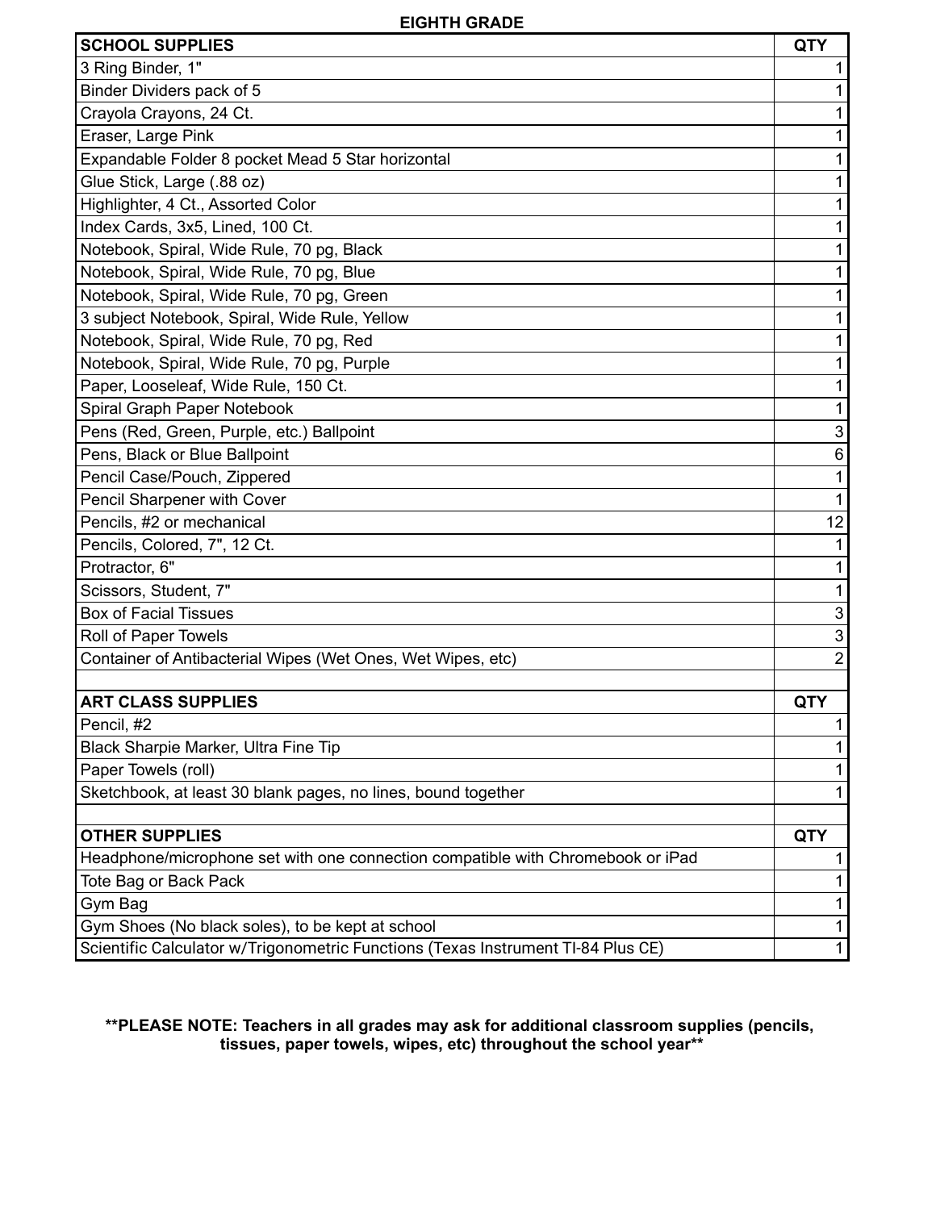**EIGHTH GRADE**

| SCHOOL SUPPLIES | QTY |
|---|---|
| 3 Ring Binder, 1" | 1 |
| Binder Dividers pack of 5 | 1 |
| Crayola Crayons, 24 Ct. | 1 |
| Eraser, Large Pink | 1 |
| Expandable Folder 8 pocket Mead 5 Star horizontal | 1 |
| Glue Stick, Large (.88 oz) | 1 |
| Highlighter, 4 Ct., Assorted Color | 1 |
| Index Cards, 3x5, Lined, 100 Ct. | 1 |
| Notebook, Spiral, Wide Rule, 70 pg, Black | 1 |
| Notebook, Spiral, Wide Rule, 70 pg, Blue | 1 |
| Notebook, Spiral, Wide Rule, 70 pg, Green | 1 |
| 3 subject Notebook, Spiral, Wide Rule, Yellow | 1 |
| Notebook, Spiral, Wide Rule, 70 pg, Red | 1 |
| Notebook, Spiral, Wide Rule, 70 pg, Purple | 1 |
| Paper, Looseleaf, Wide Rule, 150 Ct. | 1 |
| Spiral Graph Paper Notebook | 1 |
| Pens (Red, Green, Purple, etc.) Ballpoint | 3 |
| Pens, Black or Blue Ballpoint | 6 |
| Pencil Case/Pouch, Zippered | 1 |
| Pencil Sharpener with Cover | 1 |
| Pencils, #2 or mechanical | 12 |
| Pencils, Colored, 7", 12 Ct. | 1 |
| Protractor, 6" | 1 |
| Scissors, Student, 7" | 1 |
| Box of Facial Tissues | 3 |
| Roll of Paper Towels | 3 |
| Container of Antibacterial Wipes (Wet Ones, Wet Wipes, etc) | 2 |

| ART CLASS SUPPLIES | QTY |
|---|---|
| Pencil, #2 | 1 |
| Black Sharpie Marker, Ultra Fine Tip | 1 |
| Paper Towels (roll) | 1 |
| Sketchbook, at least 30 blank pages, no lines, bound together | 1 |

| OTHER SUPPLIES | QTY |
|---|---|
| Headphone/microphone set with one connection compatible with Chromebook or iPad | 1 |
| Tote Bag or Back Pack | 1 |
| Gym Bag | 1 |
| Gym Shoes (No black soles), to be kept at school | 1 |
| Scientific Calculator w/Trigonometric Functions (Texas Instrument TI-84 Plus CE) | 1 |

**\*\*PLEASE NOTE: Teachers in all grades may ask for additional classroom supplies (pencils, tissues, paper towels, wipes, etc) throughout the school year\*\***